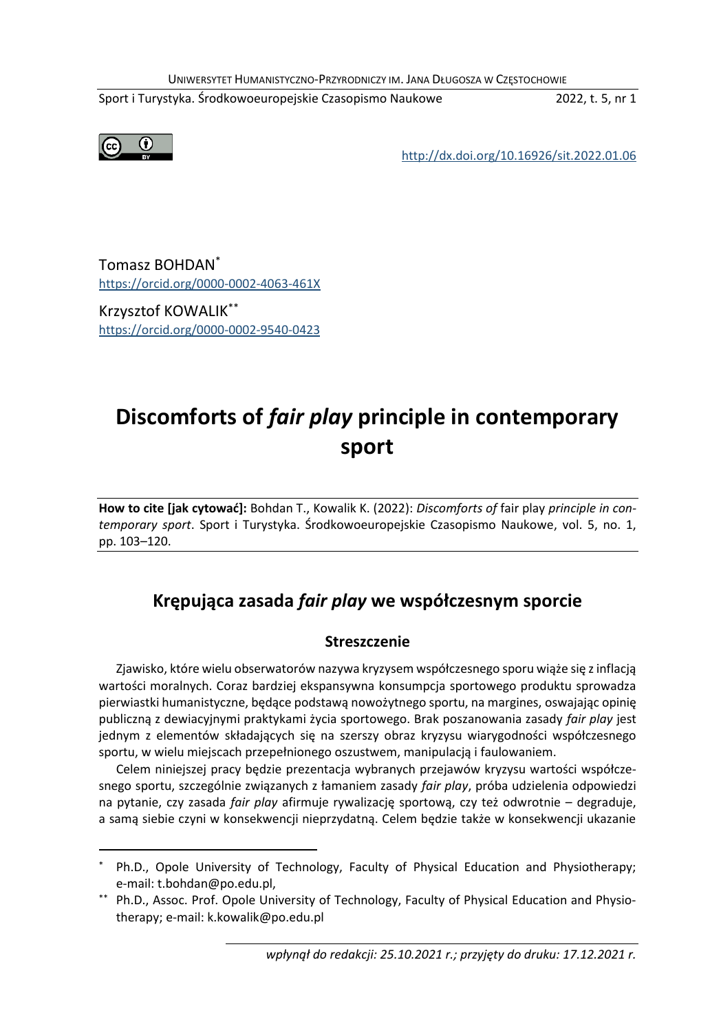Tomasz BOHDAN[*]
https://orcid.org/0000-0002-4063-461X

Krzysztof KOWALIK[**]
https://orcid.org/0000-0002-9540-0423

http://dx.doi.org/10.16926/sit.2022.01.06

# Discomforts of *fair play* principle in contemporary sport

**How to cite [jak cytować]:** Bohdan T., Kowalik K. (2022): *Discomforts of* fair play *principle in contemporary sport*. Sport i Turystyka. Środkowoeuropejskie Czasopismo Naukowe, vol. 5, no. 1, pp. 103–120.

## Krępująca zasada *fair play* we współczesnym sporcie

### Streszczenie

Zjawisko, które wielu obserwatorów nazywa kryzysem współczesnego sporu wiąże się z inflacją wartości moralnych. Coraz bardziej ekspansywna konsumpcja sportowego produktu sprowadza pierwiastki humanistyczne, będące podstawą nowożytnego sportu, na margines, oswajając opinię publiczną z dewiacyjnymi praktykami życia sportowego. Brak poszanowania zasady *fair play* jest jednym z elementów składających się na szerszy obraz kryzysu wiarygodności współczesnego sportu, w wielu miejscach przepełnionego oszustwem, manipulacją i faulowaniem.

Celem niniejszej pracy będzie prezentacja wybranych przejawów kryzysu wartości współczesnego sportu, szczególnie związanych z łamaniem zasady *fair play*, próba udzielenia odpowiedzi na pytanie, czy zasada *fair play* afirmuje rywalizację sportową, czy też odwrotnie – degraduje, a samą siebie czyni w konsekwencji nieprzydatną. Celem będzie także w konsekwencji ukazanie

---

[*] Ph.D., Opole University of Technology, Faculty of Physical Education and Physiotherapy; e-mail: t.bohdan@po.edu.pl,

[**] Ph.D., Assoc. Prof. Opole University of Technology, Faculty of Physical Education and Physiotherapy; e-mail: k.kowalik@po.edu.pl

*wpłynął do redakcji: 25.10.2021 r.; przyjęty do druku: 17.12.2021 r.*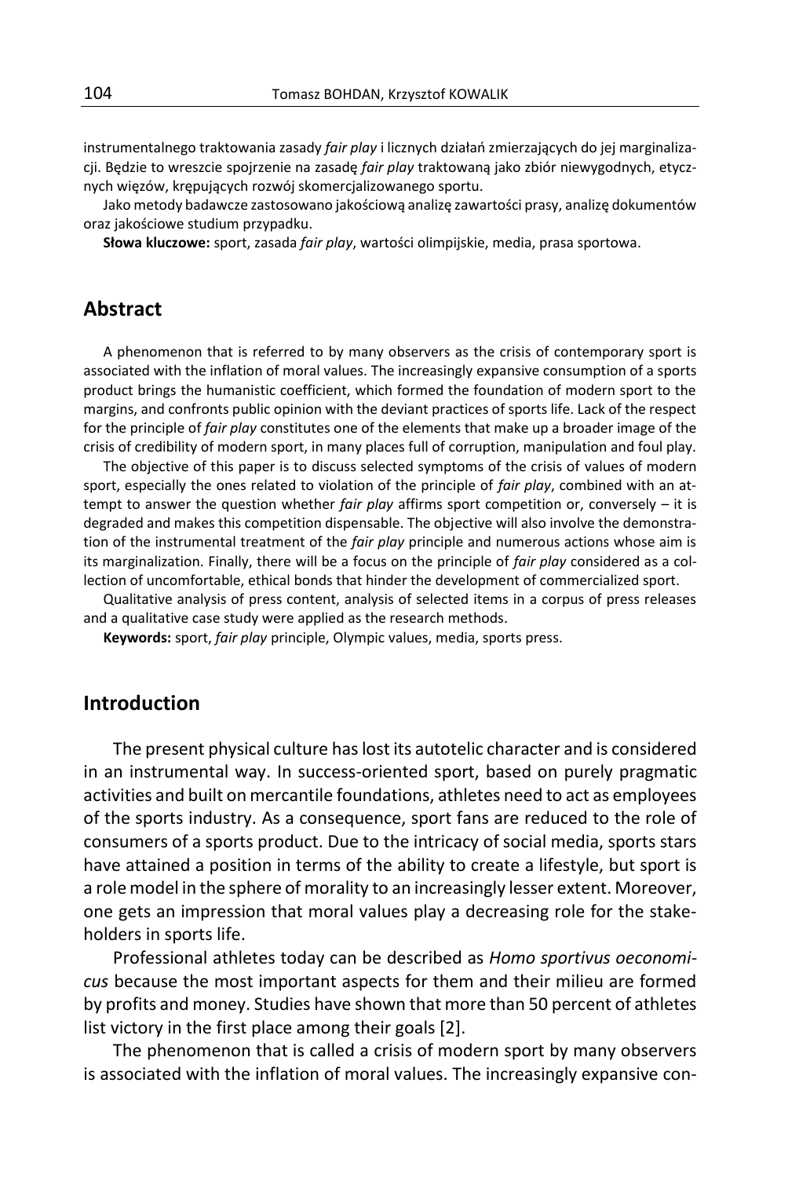instrumentalnego traktowania zasady *fair play* i licznych działań zmierzających do jej marginalizacji. Będzie to wreszcie spojrzenie na zasadę *fair play* traktowaną jako zbiór niewygodnych, etycznych więzów, krępujących rozwój skomercjalizowanego sportu.

Jako metody badawcze zastosowano jakościową analizę zawartości prasy, analizę dokumentów oraz jakościowe studium przypadku.

**Słowa kluczowe:** sport, zasada *fair play*, wartości olimpijskie, media, prasa sportowa.

## Abstract

A phenomenon that is referred to by many observers as the crisis of contemporary sport is associated with the inflation of moral values. The increasingly expansive consumption of a sports product brings the humanistic coefficient, which formed the foundation of modern sport to the margins, and confronts public opinion with the deviant practices of sports life. Lack of the respect for the principle of *fair play* constitutes one of the elements that make up a broader image of the crisis of credibility of modern sport, in many places full of corruption, manipulation and foul play.

The objective of this paper is to discuss selected symptoms of the crisis of values of modern sport, especially the ones related to violation of the principle of *fair play*, combined with an attempt to answer the question whether *fair play* affirms sport competition or, conversely – it is degraded and makes this competition dispensable. The objective will also involve the demonstration of the instrumental treatment of the *fair play* principle and numerous actions whose aim is its marginalization. Finally, there will be a focus on the principle of *fair play* considered as a collection of uncomfortable, ethical bonds that hinder the development of commercialized sport.

Qualitative analysis of press content, analysis of selected items in a corpus of press releases and a qualitative case study were applied as the research methods.

**Keywords:** sport, *fair play* principle, Olympic values, media, sports press.

## Introduction

The present physical culture has lost its autotelic character and is considered in an instrumental way. In success-oriented sport, based on purely pragmatic activities and built on mercantile foundations, athletes need to act as employees of the sports industry. As a consequence, sport fans are reduced to the role of consumers of a sports product. Due to the intricacy of social media, sports stars have attained a position in terms of the ability to create a lifestyle, but sport is a role model in the sphere of morality to an increasingly lesser extent. Moreover, one gets an impression that moral values play a decreasing role for the stakeholders in sports life.

Professional athletes today can be described as *Homo sportivus oeconomicus* because the most important aspects for them and their milieu are formed by profits and money. Studies have shown that more than 50 percent of athletes list victory in the first place among their goals [2].

The phenomenon that is called a crisis of modern sport by many observers is associated with the inflation of moral values. The increasingly expansive con-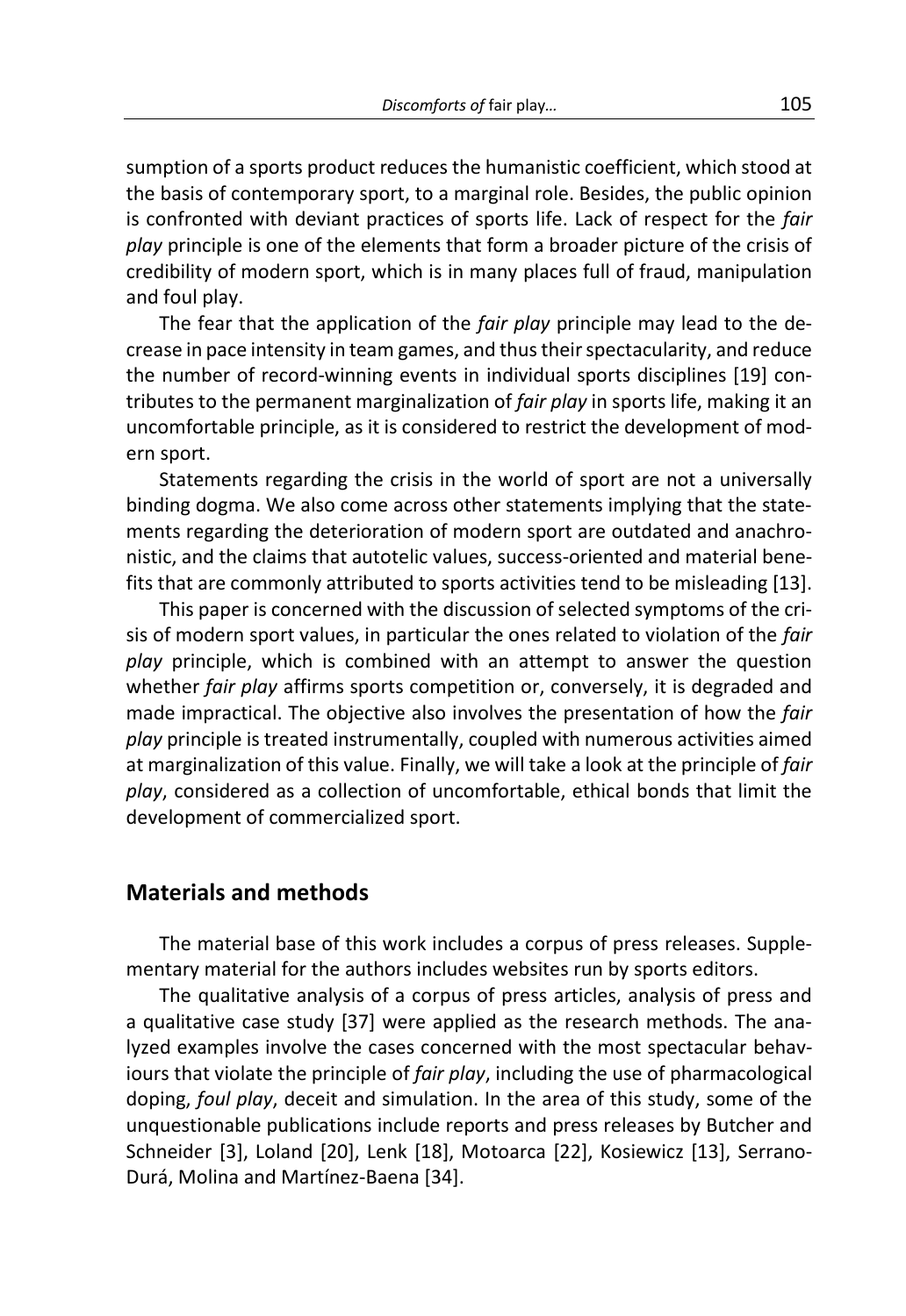sumption of a sports product reduces the humanistic coefficient, which stood at the basis of contemporary sport, to a marginal role. Besides, the public opinion is confronted with deviant practices of sports life. Lack of respect for the *fair play* principle is one of the elements that form a broader picture of the crisis of credibility of modern sport, which is in many places full of fraud, manipulation and foul play.

The fear that the application of the *fair play* principle may lead to the decrease in pace intensity in team games, and thus their spectacularity, and reduce the number of record-winning events in individual sports disciplines [19] contributes to the permanent marginalization of *fair play* in sports life, making it an uncomfortable principle, as it is considered to restrict the development of modern sport.

Statements regarding the crisis in the world of sport are not a universally binding dogma. We also come across other statements implying that the statements regarding the deterioration of modern sport are outdated and anachronistic, and the claims that autotelic values, success-oriented and material benefits that are commonly attributed to sports activities tend to be misleading [13].

This paper is concerned with the discussion of selected symptoms of the crisis of modern sport values, in particular the ones related to violation of the *fair play* principle, which is combined with an attempt to answer the question whether *fair play* affirms sports competition or, conversely, it is degraded and made impractical. The objective also involves the presentation of how the *fair play* principle is treated instrumentally, coupled with numerous activities aimed at marginalization of this value. Finally, we will take a look at the principle of *fair play*, considered as a collection of uncomfortable, ethical bonds that limit the development of commercialized sport.

## Materials and methods

The material base of this work includes a corpus of press releases. Supplementary material for the authors includes websites run by sports editors.

The qualitative analysis of a corpus of press articles, analysis of press and a qualitative case study [37] were applied as the research methods. The analyzed examples involve the cases concerned with the most spectacular behaviours that violate the principle of *fair play*, including the use of pharmacological doping, *foul play*, deceit and simulation. In the area of this study, some of the unquestionable publications include reports and press releases by Butcher and Schneider [3], Loland [20], Lenk [18], Motoarca [22], Kosiewicz [13], Serrano-Durá, Molina and Martínez-Baena [34].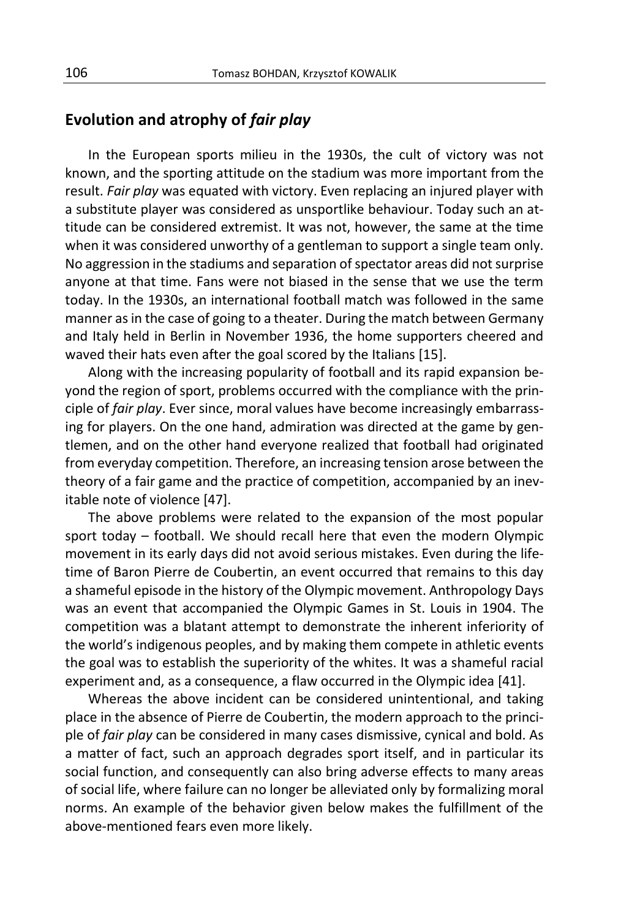## Evolution and atrophy of *fair play*

In the European sports milieu in the 1930s, the cult of victory was not known, and the sporting attitude on the stadium was more important from the result. *Fair play* was equated with victory. Even replacing an injured player with a substitute player was considered as unsportlike behaviour. Today such an attitude can be considered extremist. It was not, however, the same at the time when it was considered unworthy of a gentleman to support a single team only. No aggression in the stadiums and separation of spectator areas did not surprise anyone at that time. Fans were not biased in the sense that we use the term today. In the 1930s, an international football match was followed in the same manner as in the case of going to a theater. During the match between Germany and Italy held in Berlin in November 1936, the home supporters cheered and waved their hats even after the goal scored by the Italians [15].

Along with the increasing popularity of football and its rapid expansion beyond the region of sport, problems occurred with the compliance with the principle of *fair play*. Ever since, moral values have become increasingly embarrassing for players. On the one hand, admiration was directed at the game by gentlemen, and on the other hand everyone realized that football had originated from everyday competition. Therefore, an increasing tension arose between the theory of a fair game and the practice of competition, accompanied by an inevitable note of violence [47].

The above problems were related to the expansion of the most popular sport today – football. We should recall here that even the modern Olympic movement in its early days did not avoid serious mistakes. Even during the lifetime of Baron Pierre de Coubertin, an event occurred that remains to this day a shameful episode in the history of the Olympic movement. Anthropology Days was an event that accompanied the Olympic Games in St. Louis in 1904. The competition was a blatant attempt to demonstrate the inherent inferiority of the world's indigenous peoples, and by making them compete in athletic events the goal was to establish the superiority of the whites. It was a shameful racial experiment and, as a consequence, a flaw occurred in the Olympic idea [41].

Whereas the above incident can be considered unintentional, and taking place in the absence of Pierre de Coubertin, the modern approach to the principle of *fair play* can be considered in many cases dismissive, cynical and bold. As a matter of fact, such an approach degrades sport itself, and in particular its social function, and consequently can also bring adverse effects to many areas of social life, where failure can no longer be alleviated only by formalizing moral norms. An example of the behavior given below makes the fulfillment of the above-mentioned fears even more likely.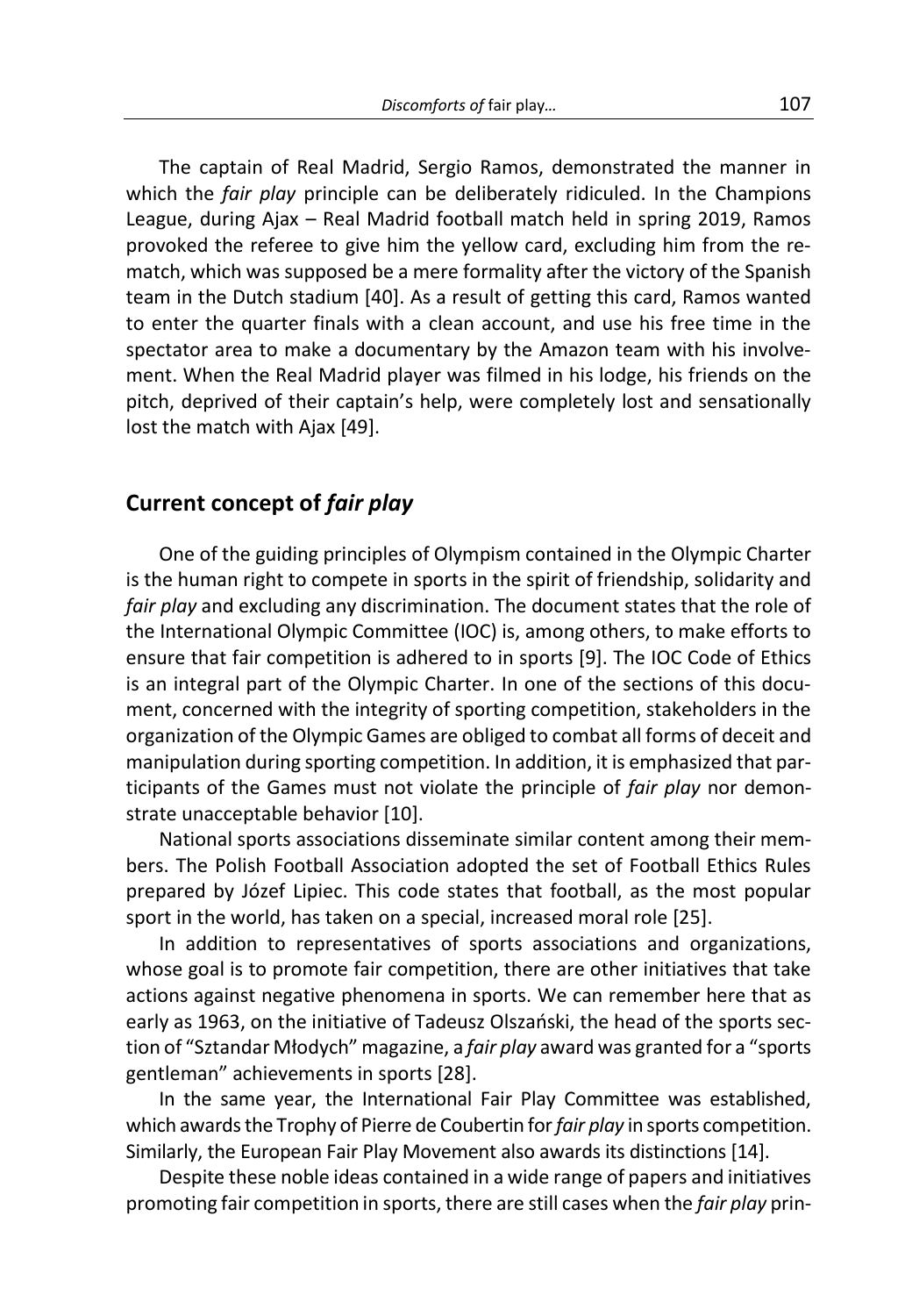The captain of Real Madrid, Sergio Ramos, demonstrated the manner in which the *fair play* principle can be deliberately ridiculed. In the Champions League, during Ajax – Real Madrid football match held in spring 2019, Ramos provoked the referee to give him the yellow card, excluding him from the rematch, which was supposed be a mere formality after the victory of the Spanish team in the Dutch stadium [40]. As a result of getting this card, Ramos wanted to enter the quarter finals with a clean account, and use his free time in the spectator area to make a documentary by the Amazon team with his involvement. When the Real Madrid player was filmed in his lodge, his friends on the pitch, deprived of their captain's help, were completely lost and sensationally lost the match with Ajax [49].

## Current concept of *fair play*

One of the guiding principles of Olympism contained in the Olympic Charter is the human right to compete in sports in the spirit of friendship, solidarity and *fair play* and excluding any discrimination. The document states that the role of the International Olympic Committee (IOC) is, among others, to make efforts to ensure that fair competition is adhered to in sports [9]. The IOC Code of Ethics is an integral part of the Olympic Charter. In one of the sections of this document, concerned with the integrity of sporting competition, stakeholders in the organization of the Olympic Games are obliged to combat all forms of deceit and manipulation during sporting competition. In addition, it is emphasized that participants of the Games must not violate the principle of *fair play* nor demonstrate unacceptable behavior [10].

National sports associations disseminate similar content among their members. The Polish Football Association adopted the set of Football Ethics Rules prepared by Józef Lipiec. This code states that football, as the most popular sport in the world, has taken on a special, increased moral role [25].

In addition to representatives of sports associations and organizations, whose goal is to promote fair competition, there are other initiatives that take actions against negative phenomena in sports. We can remember here that as early as 1963, on the initiative of Tadeusz Olszański, the head of the sports section of "Sztandar Młodych" magazine, a *fair play* award was granted for a "sports gentleman" achievements in sports [28].

In the same year, the International Fair Play Committee was established, which awards the Trophy of Pierre de Coubertin for *fair play* in sports competition. Similarly, the European Fair Play Movement also awards its distinctions [14].

Despite these noble ideas contained in a wide range of papers and initiatives promoting fair competition in sports, there are still cases when the *fair play* prin-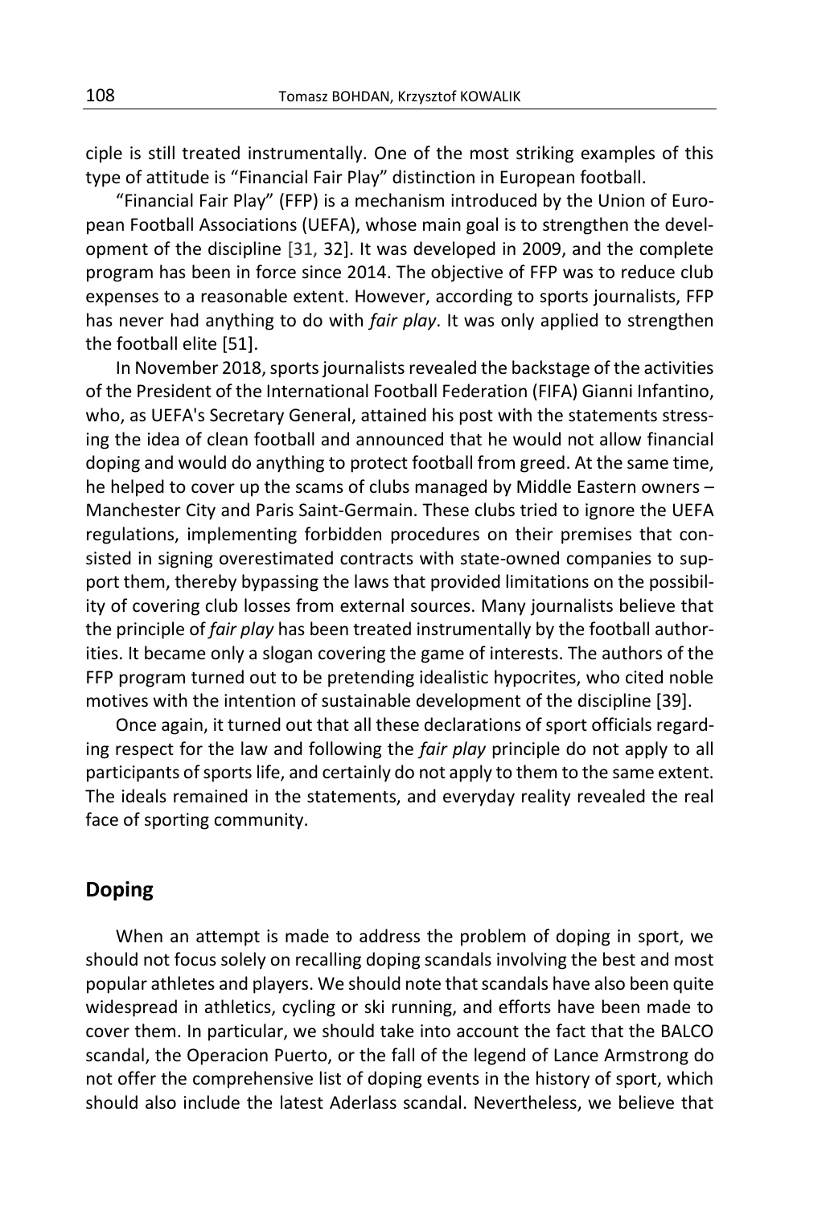ciple is still treated instrumentally. One of the most striking examples of this type of attitude is "Financial Fair Play" distinction in European football.

"Financial Fair Play" (FFP) is a mechanism introduced by the Union of European Football Associations (UEFA), whose main goal is to strengthen the development of the discipline [31, 32]. It was developed in 2009, and the complete program has been in force since 2014. The objective of FFP was to reduce club expenses to a reasonable extent. However, according to sports journalists, FFP has never had anything to do with *fair play*. It was only applied to strengthen the football elite [51].

In November 2018, sports journalists revealed the backstage of the activities of the President of the International Football Federation (FIFA) Gianni Infantino, who, as UEFA's Secretary General, attained his post with the statements stressing the idea of clean football and announced that he would not allow financial doping and would do anything to protect football from greed. At the same time, he helped to cover up the scams of clubs managed by Middle Eastern owners – Manchester City and Paris Saint-Germain. These clubs tried to ignore the UEFA regulations, implementing forbidden procedures on their premises that consisted in signing overestimated contracts with state-owned companies to support them, thereby bypassing the laws that provided limitations on the possibility of covering club losses from external sources. Many journalists believe that the principle of *fair play* has been treated instrumentally by the football authorities. It became only a slogan covering the game of interests. The authors of the FFP program turned out to be pretending idealistic hypocrites, who cited noble motives with the intention of sustainable development of the discipline [39].

Once again, it turned out that all these declarations of sport officials regarding respect for the law and following the *fair play* principle do not apply to all participants of sports life, and certainly do not apply to them to the same extent. The ideals remained in the statements, and everyday reality revealed the real face of sporting community.

## Doping

When an attempt is made to address the problem of doping in sport, we should not focus solely on recalling doping scandals involving the best and most popular athletes and players. We should note that scandals have also been quite widespread in athletics, cycling or ski running, and efforts have been made to cover them. In particular, we should take into account the fact that the BALCO scandal, the Operacion Puerto, or the fall of the legend of Lance Armstrong do not offer the comprehensive list of doping events in the history of sport, which should also include the latest Aderlass scandal. Nevertheless, we believe that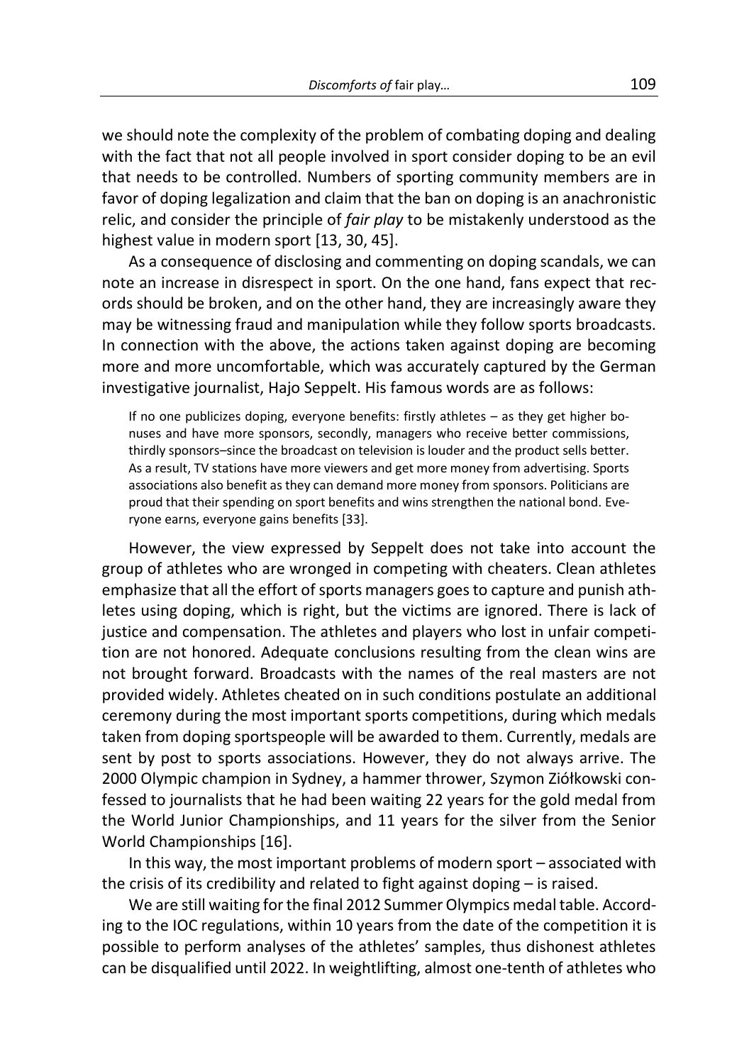we should note the complexity of the problem of combating doping and dealing with the fact that not all people involved in sport consider doping to be an evil that needs to be controlled. Numbers of sporting community members are in favor of doping legalization and claim that the ban on doping is an anachronistic relic, and consider the principle of *fair play* to be mistakenly understood as the highest value in modern sport [13, 30, 45].

As a consequence of disclosing and commenting on doping scandals, we can note an increase in disrespect in sport. On the one hand, fans expect that records should be broken, and on the other hand, they are increasingly aware they may be witnessing fraud and manipulation while they follow sports broadcasts. In connection with the above, the actions taken against doping are becoming more and more uncomfortable, which was accurately captured by the German investigative journalist, Hajo Seppelt. His famous words are as follows:

> If no one publicizes doping, everyone benefits: firstly athletes – as they get higher bonuses and have more sponsors, secondly, managers who receive better commissions, thirdly sponsors–since the broadcast on television is louder and the product sells better. As a result, TV stations have more viewers and get more money from advertising. Sports associations also benefit as they can demand more money from sponsors. Politicians are proud that their spending on sport benefits and wins strengthen the national bond. Everyone earns, everyone gains benefits [33].

However, the view expressed by Seppelt does not take into account the group of athletes who are wronged in competing with cheaters. Clean athletes emphasize that all the effort of sports managers goes to capture and punish athletes using doping, which is right, but the victims are ignored. There is lack of justice and compensation. The athletes and players who lost in unfair competition are not honored. Adequate conclusions resulting from the clean wins are not brought forward. Broadcasts with the names of the real masters are not provided widely. Athletes cheated on in such conditions postulate an additional ceremony during the most important sports competitions, during which medals taken from doping sportspeople will be awarded to them. Currently, medals are sent by post to sports associations. However, they do not always arrive. The 2000 Olympic champion in Sydney, a hammer thrower, Szymon Ziółkowski confessed to journalists that he had been waiting 22 years for the gold medal from the World Junior Championships, and 11 years for the silver from the Senior World Championships [16].

In this way, the most important problems of modern sport – associated with the crisis of its credibility and related to fight against doping – is raised.

We are still waiting for the final 2012 Summer Olympics medal table. According to the IOC regulations, within 10 years from the date of the competition it is possible to perform analyses of the athletes' samples, thus dishonest athletes can be disqualified until 2022. In weightlifting, almost one-tenth of athletes who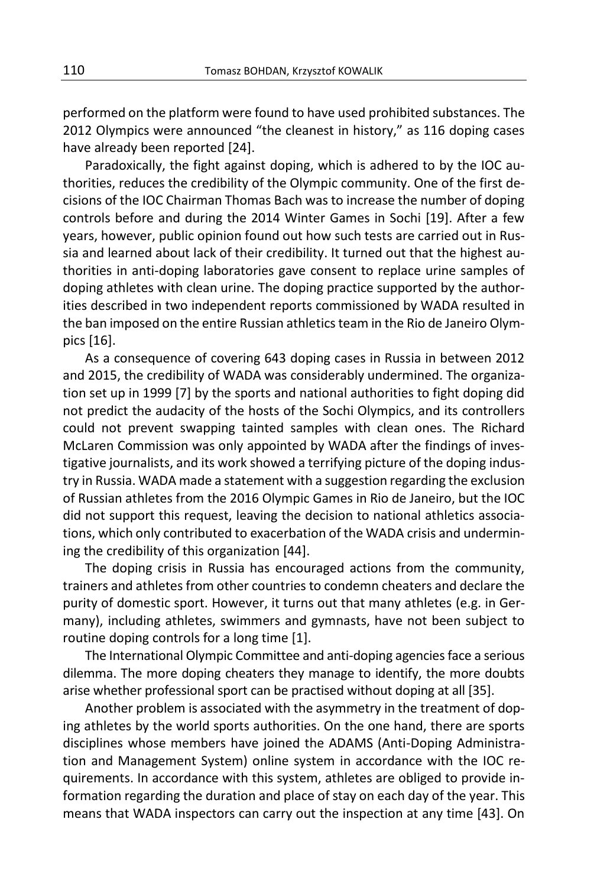performed on the platform were found to have used prohibited substances. The 2012 Olympics were announced "the cleanest in history," as 116 doping cases have already been reported [24].

Paradoxically, the fight against doping, which is adhered to by the IOC authorities, reduces the credibility of the Olympic community. One of the first decisions of the IOC Chairman Thomas Bach was to increase the number of doping controls before and during the 2014 Winter Games in Sochi [19]. After a few years, however, public opinion found out how such tests are carried out in Russia and learned about lack of their credibility. It turned out that the highest authorities in anti-doping laboratories gave consent to replace urine samples of doping athletes with clean urine. The doping practice supported by the authorities described in two independent reports commissioned by WADA resulted in the ban imposed on the entire Russian athletics team in the Rio de Janeiro Olympics [16].

As a consequence of covering 643 doping cases in Russia in between 2012 and 2015, the credibility of WADA was considerably undermined. The organization set up in 1999 [7] by the sports and national authorities to fight doping did not predict the audacity of the hosts of the Sochi Olympics, and its controllers could not prevent swapping tainted samples with clean ones. The Richard McLaren Commission was only appointed by WADA after the findings of investigative journalists, and its work showed a terrifying picture of the doping industry in Russia. WADA made a statement with a suggestion regarding the exclusion of Russian athletes from the 2016 Olympic Games in Rio de Janeiro, but the IOC did not support this request, leaving the decision to national athletics associations, which only contributed to exacerbation of the WADA crisis and undermining the credibility of this organization [44].

The doping crisis in Russia has encouraged actions from the community, trainers and athletes from other countries to condemn cheaters and declare the purity of domestic sport. However, it turns out that many athletes (e.g. in Germany), including athletes, swimmers and gymnasts, have not been subject to routine doping controls for a long time [1].

The International Olympic Committee and anti-doping agencies face a serious dilemma. The more doping cheaters they manage to identify, the more doubts arise whether professional sport can be practised without doping at all [35].

Another problem is associated with the asymmetry in the treatment of doping athletes by the world sports authorities. On the one hand, there are sports disciplines whose members have joined the ADAMS (Anti-Doping Administration and Management System) online system in accordance with the IOC requirements. In accordance with this system, athletes are obliged to provide information regarding the duration and place of stay on each day of the year. This means that WADA inspectors can carry out the inspection at any time [43]. On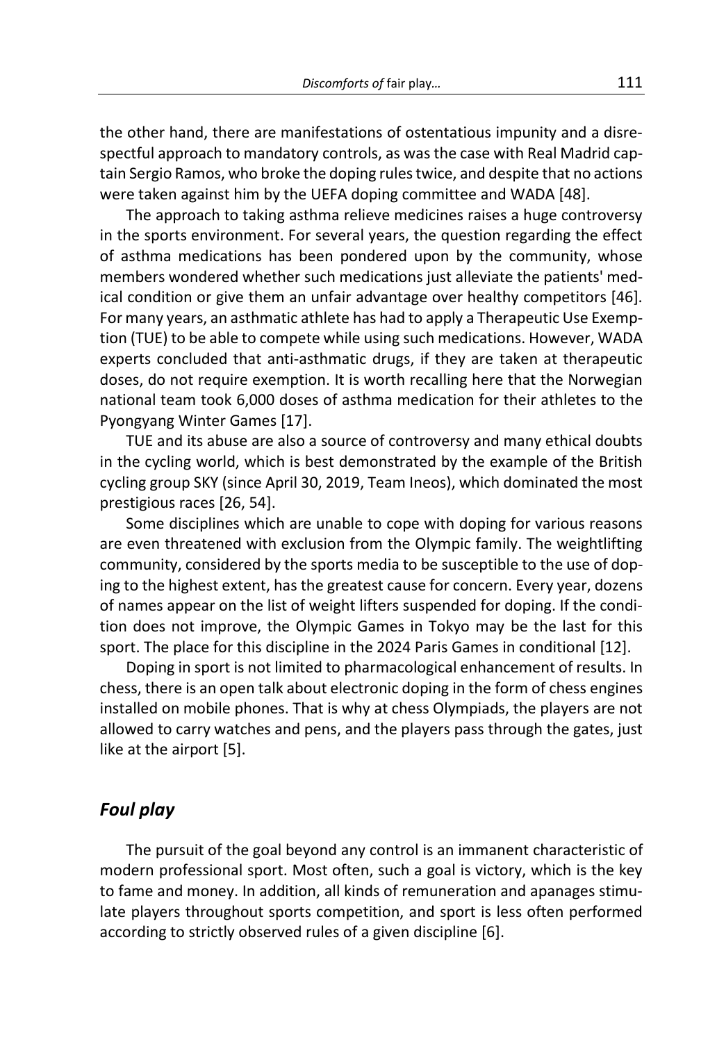the other hand, there are manifestations of ostentatious impunity and a disrespectful approach to mandatory controls, as was the case with Real Madrid captain Sergio Ramos, who broke the doping rules twice, and despite that no actions were taken against him by the UEFA doping committee and WADA [48].

The approach to taking asthma relieve medicines raises a huge controversy in the sports environment. For several years, the question regarding the effect of asthma medications has been pondered upon by the community, whose members wondered whether such medications just alleviate the patients' medical condition or give them an unfair advantage over healthy competitors [46]. For many years, an asthmatic athlete has had to apply a Therapeutic Use Exemption (TUE) to be able to compete while using such medications. However, WADA experts concluded that anti-asthmatic drugs, if they are taken at therapeutic doses, do not require exemption. It is worth recalling here that the Norwegian national team took 6,000 doses of asthma medication for their athletes to the Pyongyang Winter Games [17].

TUE and its abuse are also a source of controversy and many ethical doubts in the cycling world, which is best demonstrated by the example of the British cycling group SKY (since April 30, 2019, Team Ineos), which dominated the most prestigious races [26, 54].

Some disciplines which are unable to cope with doping for various reasons are even threatened with exclusion from the Olympic family. The weightlifting community, considered by the sports media to be susceptible to the use of doping to the highest extent, has the greatest cause for concern. Every year, dozens of names appear on the list of weight lifters suspended for doping. If the condition does not improve, the Olympic Games in Tokyo may be the last for this sport. The place for this discipline in the 2024 Paris Games in conditional [12].

Doping in sport is not limited to pharmacological enhancement of results. In chess, there is an open talk about electronic doping in the form of chess engines installed on mobile phones. That is why at chess Olympiads, the players are not allowed to carry watches and pens, and the players pass through the gates, just like at the airport [5].

## *Foul play*

The pursuit of the goal beyond any control is an immanent characteristic of modern professional sport. Most often, such a goal is victory, which is the key to fame and money. In addition, all kinds of remuneration and apanages stimulate players throughout sports competition, and sport is less often performed according to strictly observed rules of a given discipline [6].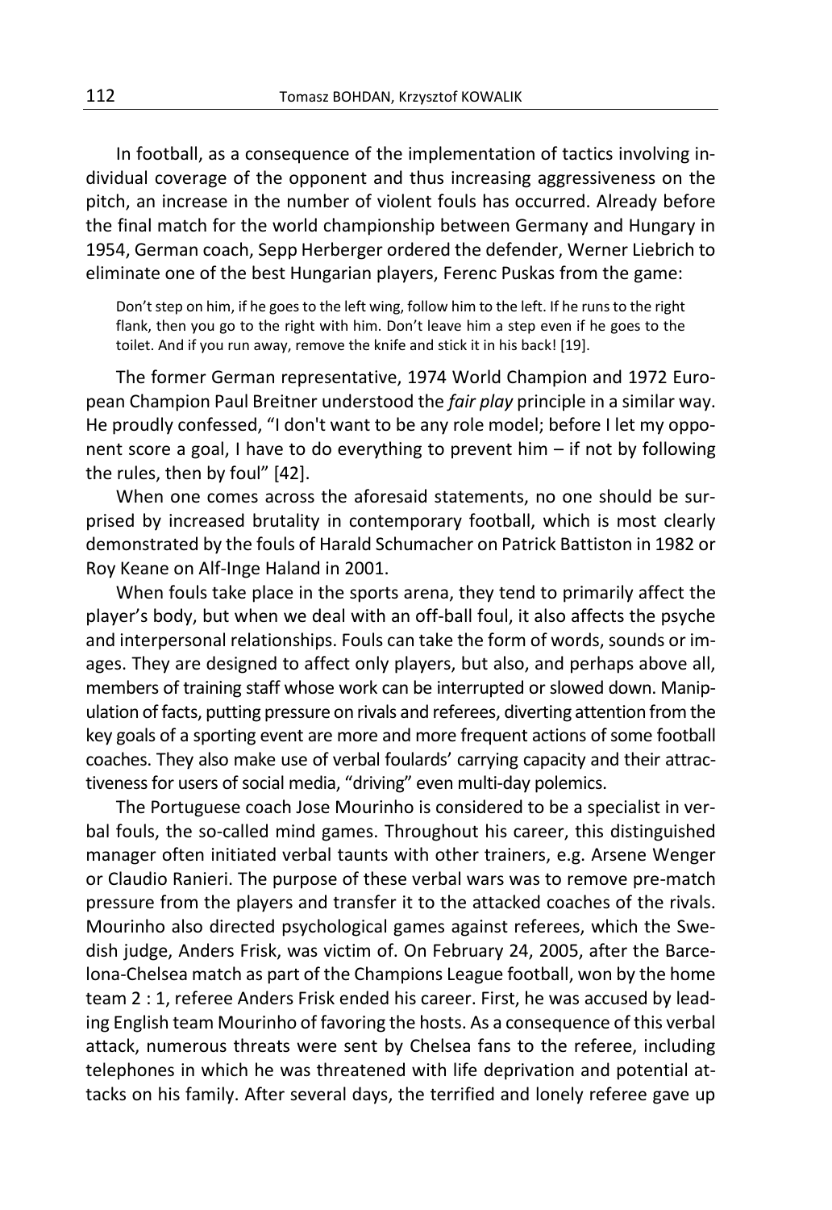In football, as a consequence of the implementation of tactics involving individual coverage of the opponent and thus increasing aggressiveness on the pitch, an increase in the number of violent fouls has occurred. Already before the final match for the world championship between Germany and Hungary in 1954, German coach, Sepp Herberger ordered the defender, Werner Liebrich to eliminate one of the best Hungarian players, Ferenc Puskas from the game:

> Don't step on him, if he goes to the left wing, follow him to the left. If he runs to the right flank, then you go to the right with him. Don't leave him a step even if he goes to the toilet. And if you run away, remove the knife and stick it in his back! [19].

The former German representative, 1974 World Champion and 1972 European Champion Paul Breitner understood the *fair play* principle in a similar way. He proudly confessed, "I don't want to be any role model; before I let my opponent score a goal, I have to do everything to prevent him – if not by following the rules, then by foul" [42].

When one comes across the aforesaid statements, no one should be surprised by increased brutality in contemporary football, which is most clearly demonstrated by the fouls of Harald Schumacher on Patrick Battiston in 1982 or Roy Keane on Alf-Inge Haland in 2001.

When fouls take place in the sports arena, they tend to primarily affect the player's body, but when we deal with an off-ball foul, it also affects the psyche and interpersonal relationships. Fouls can take the form of words, sounds or images. They are designed to affect only players, but also, and perhaps above all, members of training staff whose work can be interrupted or slowed down. Manipulation of facts, putting pressure on rivals and referees, diverting attention from the key goals of a sporting event are more and more frequent actions of some football coaches. They also make use of verbal foulards' carrying capacity and their attractiveness for users of social media, "driving" even multi-day polemics.

The Portuguese coach Jose Mourinho is considered to be a specialist in verbal fouls, the so-called mind games. Throughout his career, this distinguished manager often initiated verbal taunts with other trainers, e.g. Arsene Wenger or Claudio Ranieri. The purpose of these verbal wars was to remove pre-match pressure from the players and transfer it to the attacked coaches of the rivals. Mourinho also directed psychological games against referees, which the Swedish judge, Anders Frisk, was victim of. On February 24, 2005, after the Barcelona-Chelsea match as part of the Champions League football, won by the home team 2 : 1, referee Anders Frisk ended his career. First, he was accused by leading English team Mourinho of favoring the hosts. As a consequence of this verbal attack, numerous threats were sent by Chelsea fans to the referee, including telephones in which he was threatened with life deprivation and potential attacks on his family. After several days, the terrified and lonely referee gave up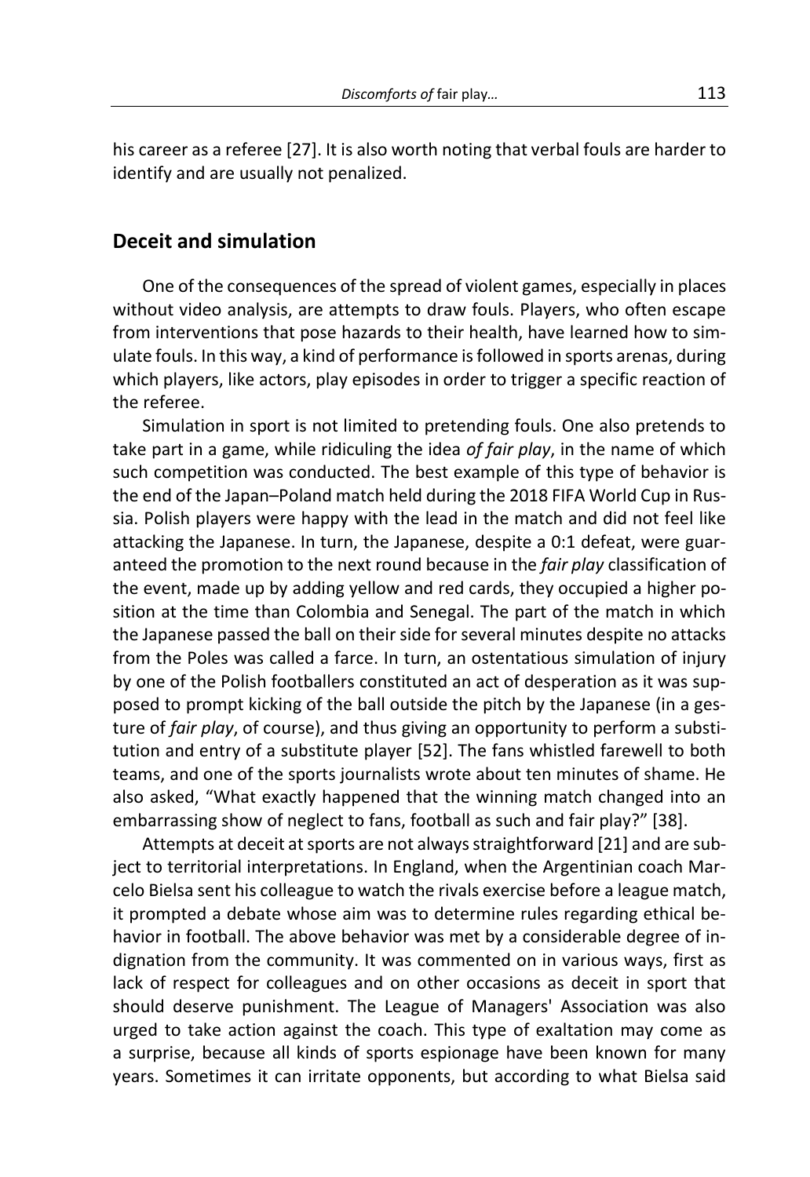his career as a referee [27]. It is also worth noting that verbal fouls are harder to identify and are usually not penalized.

## Deceit and simulation

One of the consequences of the spread of violent games, especially in places without video analysis, are attempts to draw fouls. Players, who often escape from interventions that pose hazards to their health, have learned how to simulate fouls. In this way, a kind of performance is followed in sports arenas, during which players, like actors, play episodes in order to trigger a specific reaction of the referee.

Simulation in sport is not limited to pretending fouls. One also pretends to take part in a game, while ridiculing the idea *of fair play*, in the name of which such competition was conducted. The best example of this type of behavior is the end of the Japan–Poland match held during the 2018 FIFA World Cup in Russia. Polish players were happy with the lead in the match and did not feel like attacking the Japanese. In turn, the Japanese, despite a 0:1 defeat, were guaranteed the promotion to the next round because in the *fair play* classification of the event, made up by adding yellow and red cards, they occupied a higher position at the time than Colombia and Senegal. The part of the match in which the Japanese passed the ball on their side for several minutes despite no attacks from the Poles was called a farce. In turn, an ostentatious simulation of injury by one of the Polish footballers constituted an act of desperation as it was supposed to prompt kicking of the ball outside the pitch by the Japanese (in a gesture of *fair play*, of course), and thus giving an opportunity to perform a substitution and entry of a substitute player [52]. The fans whistled farewell to both teams, and one of the sports journalists wrote about ten minutes of shame. He also asked, "What exactly happened that the winning match changed into an embarrassing show of neglect to fans, football as such and fair play?" [38].

Attempts at deceit at sports are not always straightforward [21] and are subject to territorial interpretations. In England, when the Argentinian coach Marcelo Bielsa sent his colleague to watch the rivals exercise before a league match, it prompted a debate whose aim was to determine rules regarding ethical behavior in football. The above behavior was met by a considerable degree of indignation from the community. It was commented on in various ways, first as lack of respect for colleagues and on other occasions as deceit in sport that should deserve punishment. The League of Managers' Association was also urged to take action against the coach. This type of exaltation may come as a surprise, because all kinds of sports espionage have been known for many years. Sometimes it can irritate opponents, but according to what Bielsa said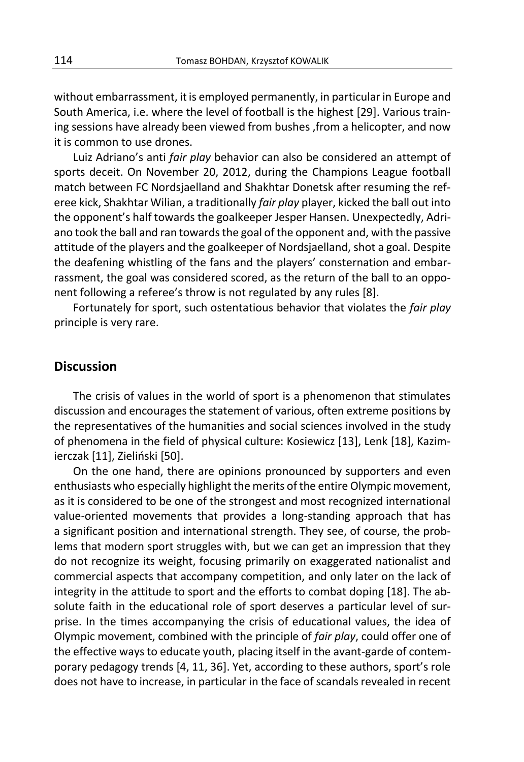without embarrassment, it is employed permanently, in particular in Europe and South America, i.e. where the level of football is the highest [29]. Various training sessions have already been viewed from bushes ,from a helicopter, and now it is common to use drones.

Luiz Adriano's anti *fair play* behavior can also be considered an attempt of sports deceit. On November 20, 2012, during the Champions League football match between FC Nordsjaelland and Shakhtar Donetsk after resuming the referee kick, Shakhtar Wilian, a traditionally *fair play* player, kicked the ball out into the opponent's half towards the goalkeeper Jesper Hansen. Unexpectedly, Adriano took the ball and ran towards the goal of the opponent and, with the passive attitude of the players and the goalkeeper of Nordsjaelland, shot a goal. Despite the deafening whistling of the fans and the players' consternation and embarrassment, the goal was considered scored, as the return of the ball to an opponent following a referee's throw is not regulated by any rules [8].

Fortunately for sport, such ostentatious behavior that violates the *fair play* principle is very rare.

## Discussion

The crisis of values in the world of sport is a phenomenon that stimulates discussion and encourages the statement of various, often extreme positions by the representatives of the humanities and social sciences involved in the study of phenomena in the field of physical culture: Kosiewicz [13], Lenk [18], Kazimierczak [11], Zieliński [50].

On the one hand, there are opinions pronounced by supporters and even enthusiasts who especially highlight the merits of the entire Olympic movement, as it is considered to be one of the strongest and most recognized international value-oriented movements that provides a long-standing approach that has a significant position and international strength. They see, of course, the problems that modern sport struggles with, but we can get an impression that they do not recognize its weight, focusing primarily on exaggerated nationalist and commercial aspects that accompany competition, and only later on the lack of integrity in the attitude to sport and the efforts to combat doping [18]. The absolute faith in the educational role of sport deserves a particular level of surprise. In the times accompanying the crisis of educational values, the idea of Olympic movement, combined with the principle of *fair play*, could offer one of the effective ways to educate youth, placing itself in the avant-garde of contemporary pedagogy trends [4, 11, 36]. Yet, according to these authors, sport's role does not have to increase, in particular in the face of scandals revealed in recent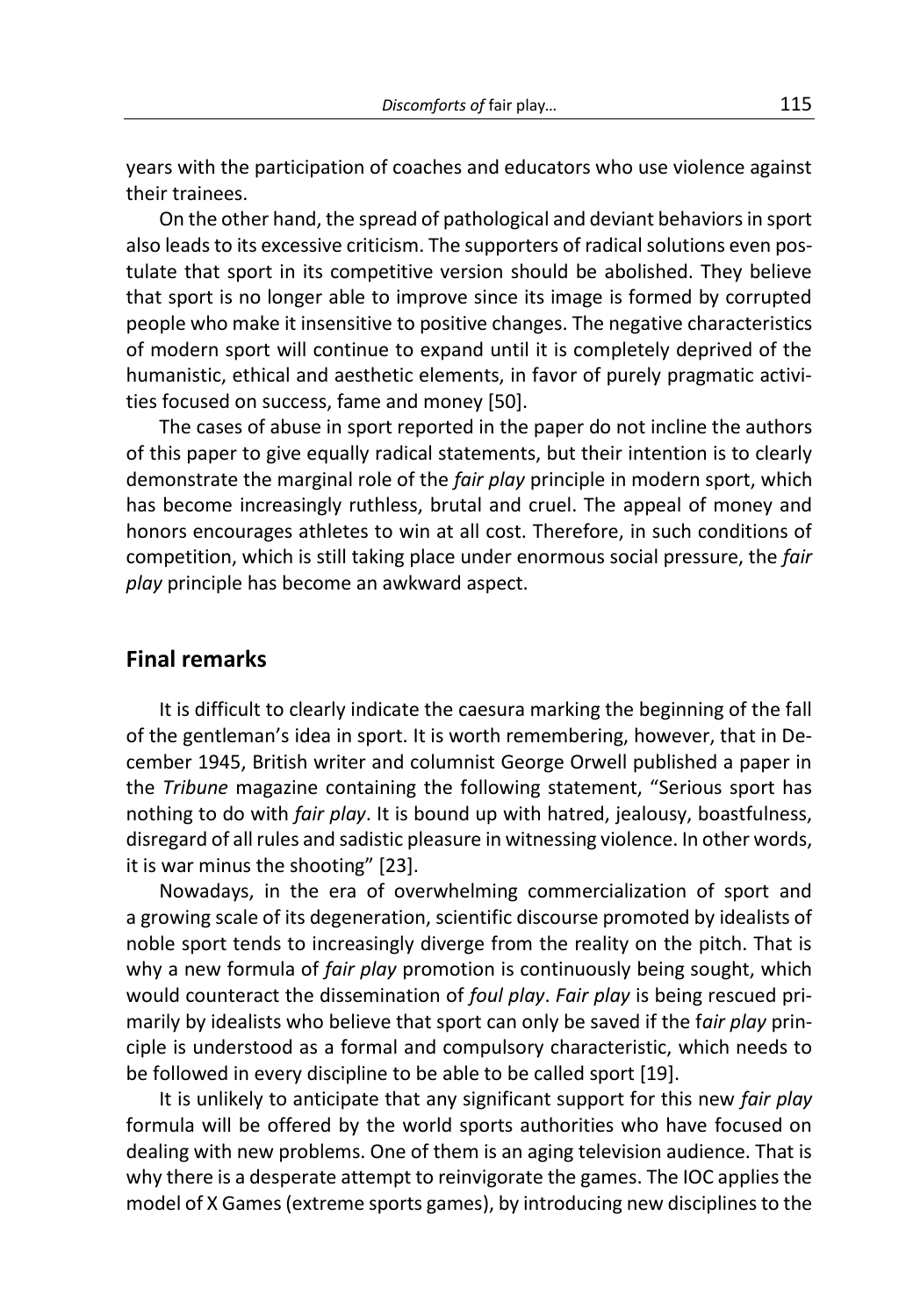years with the participation of coaches and educators who use violence against their trainees.

On the other hand, the spread of pathological and deviant behaviors in sport also leads to its excessive criticism. The supporters of radical solutions even postulate that sport in its competitive version should be abolished. They believe that sport is no longer able to improve since its image is formed by corrupted people who make it insensitive to positive changes. The negative characteristics of modern sport will continue to expand until it is completely deprived of the humanistic, ethical and aesthetic elements, in favor of purely pragmatic activities focused on success, fame and money [50].

The cases of abuse in sport reported in the paper do not incline the authors of this paper to give equally radical statements, but their intention is to clearly demonstrate the marginal role of the *fair play* principle in modern sport, which has become increasingly ruthless, brutal and cruel. The appeal of money and honors encourages athletes to win at all cost. Therefore, in such conditions of competition, which is still taking place under enormous social pressure, the *fair play* principle has become an awkward aspect.

## Final remarks

It is difficult to clearly indicate the caesura marking the beginning of the fall of the gentleman's idea in sport. It is worth remembering, however, that in December 1945, British writer and columnist George Orwell published a paper in the *Tribune* magazine containing the following statement, "Serious sport has nothing to do with *fair play*. It is bound up with hatred, jealousy, boastfulness, disregard of all rules and sadistic pleasure in witnessing violence. In other words, it is war minus the shooting" [23].

Nowadays, in the era of overwhelming commercialization of sport and a growing scale of its degeneration, scientific discourse promoted by idealists of noble sport tends to increasingly diverge from the reality on the pitch. That is why a new formula of *fair play* promotion is continuously being sought, which would counteract the dissemination of *foul play*. *Fair play* is being rescued primarily by idealists who believe that sport can only be saved if the f*air play* principle is understood as a formal and compulsory characteristic, which needs to be followed in every discipline to be able to be called sport [19].

It is unlikely to anticipate that any significant support for this new *fair play* formula will be offered by the world sports authorities who have focused on dealing with new problems. One of them is an aging television audience. That is why there is a desperate attempt to reinvigorate the games. The IOC applies the model of X Games (extreme sports games), by introducing new disciplines to the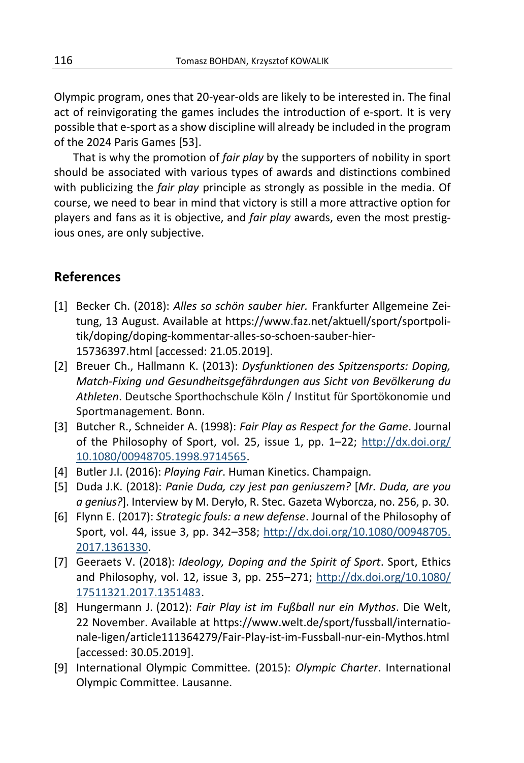Olympic program, ones that 20-year-olds are likely to be interested in. The final act of reinvigorating the games includes the introduction of e-sport. It is very possible that e-sport as a show discipline will already be included in the program of the 2024 Paris Games [53].

That is why the promotion of *fair play* by the supporters of nobility in sport should be associated with various types of awards and distinctions combined with publicizing the *fair play* principle as strongly as possible in the media. Of course, we need to bear in mind that victory is still a more attractive option for players and fans as it is objective, and *fair play* awards, even the most prestigious ones, are only subjective.

## References

[1] Becker Ch. (2018): *Alles so schön sauber hier.* Frankfurter Allgemeine Zeitung, 13 August. Available at https://www.faz.net/aktuell/sport/sportpolitik/doping/doping-kommentar-alles-so-schoen-sauber-hier-15736397.html [accessed: 21.05.2019].

[2] Breuer Ch., Hallmann K. (2013): *Dysfunktionen des Spitzensports: Doping, Match-Fixing und Gesundheitsgefährdungen aus Sicht von Bevölkerung du Athleten*. Deutsche Sporthochschule Köln / Institut für Sportökonomie und Sportmanagement. Bonn.

[3] Butcher R., Schneider A. (1998): *Fair Play as Respect for the Game*. Journal of the Philosophy of Sport, vol. 25, issue 1, pp. 1–22; http://dx.doi.org/10.1080/00948705.1998.9714565.

[4] Butler J.I. (2016): *Playing Fair*. Human Kinetics. Champaign.

[5] Duda J.K. (2018): *Panie Duda, czy jest pan geniuszem?* [*Mr. Duda, are you a genius?*]. Interview by M. Deryło, R. Stec. Gazeta Wyborcza, no. 256, p. 30.

[6] Flynn E. (2017): *Strategic fouls: a new defense*. Journal of the Philosophy of Sport, vol. 44, issue 3, pp. 342–358; http://dx.doi.org/10.1080/00948705.2017.1361330.

[7] Geeraets V. (2018): *Ideology, Doping and the Spirit of Sport*. Sport, Ethics and Philosophy, vol. 12, issue 3, pp. 255–271; http://dx.doi.org/10.1080/17511321.2017.1351483.

[8] Hungermann J. (2012): *Fair Play ist im Fußball nur ein Mythos*. Die Welt, 22 November. Available at https://www.welt.de/sport/fussball/internationale-ligen/article111364279/Fair-Play-ist-im-Fussball-nur-ein-Mythos.html [accessed: 30.05.2019].

[9] International Olympic Committee. (2015): *Olympic Charter*. International Olympic Committee. Lausanne.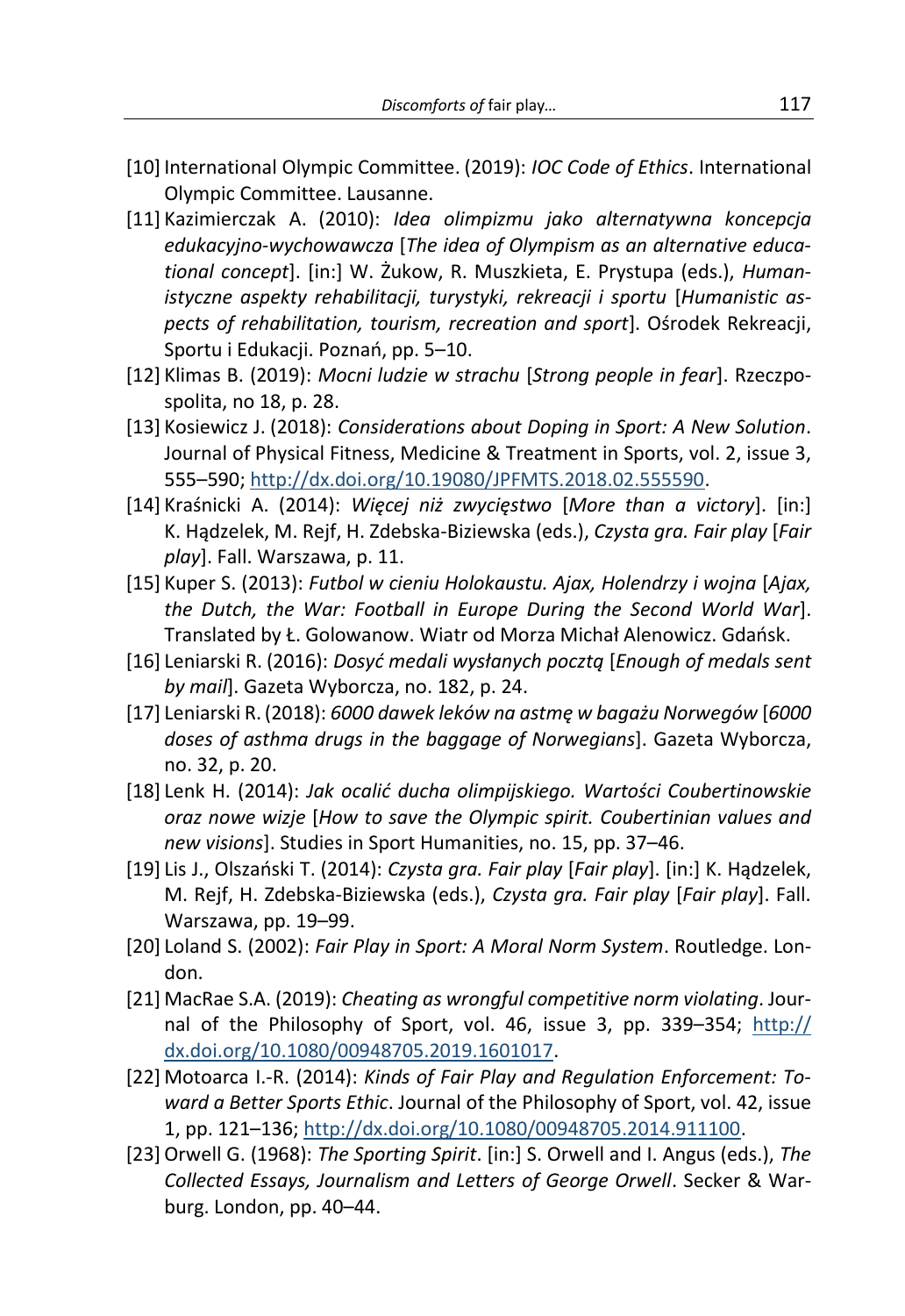[10] International Olympic Committee. (2019): *IOC Code of Ethics*. International Olympic Committee. Lausanne.

[11] Kazimierczak A. (2010): *Idea olimpizmu jako alternatywna koncepcja edukacyjno-wychowawcza* [*The idea of Olympism as an alternative educational concept*]. [in:] W. Żukow, R. Muszkieta, E. Prystupa (eds.), *Humanistyczne aspekty rehabilitacji, turystyki, rekreacji i sportu* [*Humanistic aspects of rehabilitation, tourism, recreation and sport*]. Ośrodek Rekreacji, Sportu i Edukacji. Poznań, pp. 5–10.

[12] Klimas B. (2019): *Mocni ludzie w strachu* [*Strong people in fear*]. Rzeczpospolita, no 18, p. 28.

[13] Kosiewicz J. (2018): *Considerations about Doping in Sport: A New Solution*. Journal of Physical Fitness, Medicine & Treatment in Sports, vol. 2, issue 3, 555–590; http://dx.doi.org/10.19080/JPFMTS.2018.02.555590.

[14] Kraśnicki A. (2014): *Więcej niż zwycięstwo* [*More than a victory*]. [in:] K. Hądzelek, M. Rejf, H. Zdebska-Biziewska (eds.), *Czysta gra. Fair play* [*Fair play*]. Fall. Warszawa, p. 11.

[15] Kuper S. (2013): *Futbol w cieniu Holokaustu. Ajax, Holendrzy i wojna* [*Ajax, the Dutch, the War: Football in Europe During the Second World War*]. Translated by Ł. Golowanow. Wiatr od Morza Michał Alenowicz. Gdańsk.

[16] Leniarski R. (2016): *Dosyć medali wysłanych pocztą* [*Enough of medals sent by mail*]. Gazeta Wyborcza, no. 182, p. 24.

[17] Leniarski R. (2018): *6000 dawek leków na astmę w bagażu Norwegów* [*6000 doses of asthma drugs in the baggage of Norwegians*]. Gazeta Wyborcza, no. 32, p. 20.

[18] Lenk H. (2014): *Jak ocalić ducha olimpijskiego. Wartości Coubertinowskie oraz nowe wizje* [*How to save the Olympic spirit. Coubertinian values and new visions*]. Studies in Sport Humanities, no. 15, pp. 37–46.

[19] Lis J., Olszański T. (2014): *Czysta gra. Fair play* [*Fair play*]. [in:] K. Hądzelek, M. Rejf, H. Zdebska-Biziewska (eds.), *Czysta gra. Fair play* [*Fair play*]. Fall. Warszawa, pp. 19–99.

[20] Loland S. (2002): *Fair Play in Sport: A Moral Norm System*. Routledge. London.

[21] MacRae S.A. (2019): *Cheating as wrongful competitive norm violating*. Journal of the Philosophy of Sport, vol. 46, issue 3, pp. 339–354; http://dx.doi.org/10.1080/00948705.2019.1601017.

[22] Motoarca I.-R. (2014): *Kinds of Fair Play and Regulation Enforcement: Toward a Better Sports Ethic*. Journal of the Philosophy of Sport, vol. 42, issue 1, pp. 121–136; http://dx.doi.org/10.1080/00948705.2014.911100.

[23] Orwell G. (1968): *The Sporting Spirit*. [in:] S. Orwell and I. Angus (eds.), *The Collected Essays, Journalism and Letters of George Orwell*. Secker & Warburg. London, pp. 40–44.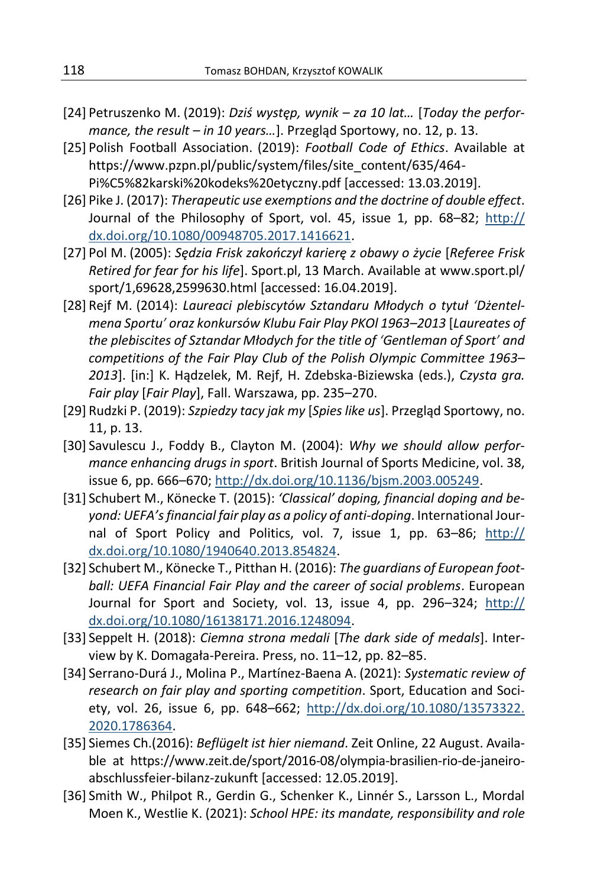[24] Petruszenko M. (2019): *Dziś występ, wynik – za 10 lat…* [*Today the performance, the result – in 10 years…*]. Przegląd Sportowy, no. 12, p. 13.

[25] Polish Football Association. (2019): *Football Code of Ethics*. Available at https://www.pzpn.pl/public/system/files/site_content/635/464-Pi%C5%82karski%20kodeks%20etyczny.pdf [accessed: 13.03.2019].

[26] Pike J. (2017): *Therapeutic use exemptions and the doctrine of double effect*. Journal of the Philosophy of Sport, vol. 45, issue 1, pp. 68–82; http://dx.doi.org/10.1080/00948705.2017.1416621.

[27] Pol M. (2005): *Sędzia Frisk zakończył karierę z obawy o życie* [*Referee Frisk Retired for fear for his life*]. Sport.pl, 13 March. Available at www.sport.pl/sport/1,69628,2599630.html [accessed: 16.04.2019].

[28] Rejf M. (2014): *Laureaci plebiscytów Sztandaru Młodych o tytuł 'Dżentelmena Sportu' oraz konkursów Klubu Fair Play PKOl 1963–2013* [*Laureates of the plebiscites of Sztandar Młodych for the title of 'Gentleman of Sport' and competitions of the Fair Play Club of the Polish Olympic Committee 1963–2013*]. [in:] K. Hądzelek, M. Rejf, H. Zdebska-Biziewska (eds.), *Czysta gra. Fair play* [*Fair Play*], Fall. Warszawa, pp. 235–270.

[29] Rudzki P. (2019): *Szpiedzy tacy jak my* [*Spies like us*]. Przegląd Sportowy, no. 11, p. 13.

[30] Savulescu J., Foddy B., Clayton M. (2004): *Why we should allow performance enhancing drugs in sport*. British Journal of Sports Medicine, vol. 38, issue 6, pp. 666–670; http://dx.doi.org/10.1136/bjsm.2003.005249.

[31] Schubert M., Könecke T. (2015): *'Classical' doping, financial doping and beyond: UEFA's financial fair play as a policy of anti-doping*. International Journal of Sport Policy and Politics, vol. 7, issue 1, pp. 63–86; http://dx.doi.org/10.1080/1940640.2013.854824.

[32] Schubert M., Könecke T., Pitthan H. (2016): *The guardians of European football: UEFA Financial Fair Play and the career of social problems*. European Journal for Sport and Society, vol. 13, issue 4, pp. 296–324; http://dx.doi.org/10.1080/16138171.2016.1248094.

[33] Seppelt H. (2018): *Ciemna strona medali* [*The dark side of medals*]. Interview by K. Domagała-Pereira. Press, no. 11–12, pp. 82–85.

[34] Serrano-Durá J., Molina P., Martínez-Baena A. (2021): *Systematic review of research on fair play and sporting competition*. Sport, Education and Society, vol. 26, issue 6, pp. 648–662; http://dx.doi.org/10.1080/13573322.2020.1786364.

[35] Siemes Ch.(2016): *Beflügelt ist hier niemand*. Zeit Online, 22 August. Available at https://www.zeit.de/sport/2016-08/olympia-brasilien-rio-de-janeiro-abschlussfeier-bilanz-zukunft [accessed: 12.05.2019].

[36] Smith W., Philpot R., Gerdin G., Schenker K., Linnér S., Larsson L., Mordal Moen K., Westlie K. (2021): *School HPE: its mandate, responsibility and role*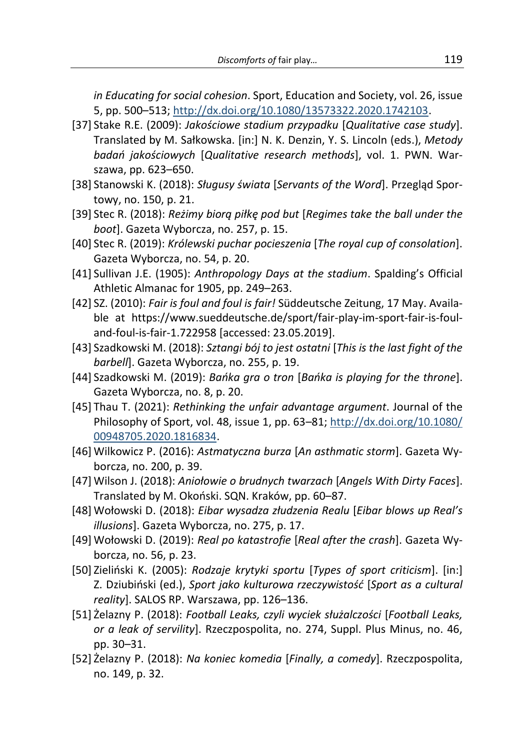*in Educating for social cohesion*. Sport, Education and Society, vol. 26, issue 5, pp. 500–513; http://dx.doi.org/10.1080/13573322.2020.1742103.

[37] Stake R.E. (2009): *Jakościowe stadium przypadku* [*Qualitative case study*]. Translated by M. Sałkowska. [in:] N. K. Denzin, Y. S. Lincoln (eds.), *Metody badań jakościowych* [*Qualitative research methods*], vol. 1. PWN. Warszawa, pp. 623–650.

[38] Stanowski K. (2018): *Sługusy świata* [*Servants of the Word*]. Przegląd Sportowy, no. 150, p. 21.

[39] Stec R. (2018): *Reżimy biorą piłkę pod but* [*Regimes take the ball under the boot*]. Gazeta Wyborcza, no. 257, p. 15.

[40] Stec R. (2019): *Królewski puchar pocieszenia* [*The royal cup of consolation*]. Gazeta Wyborcza, no. 54, p. 20.

[41] Sullivan J.E. (1905): *Anthropology Days at the stadium*. Spalding's Official Athletic Almanac for 1905, pp. 249–263.

[42] SZ. (2010): *Fair is foul and foul is fair!* Süddeutsche Zeitung, 17 May. Available at https://www.sueddeutsche.de/sport/fair-play-im-sport-fair-is-foul-and-foul-is-fair-1.722958 [accessed: 23.05.2019].

[43] Szadkowski M. (2018): *Sztangi bój to jest ostatni* [*This is the last fight of the barbell*]. Gazeta Wyborcza, no. 255, p. 19.

[44] Szadkowski M. (2019): *Bańka gra o tron* [*Bańka is playing for the throne*]. Gazeta Wyborcza, no. 8, p. 20.

[45] Thau T. (2021): *Rethinking the unfair advantage argument*. Journal of the Philosophy of Sport, vol. 48, issue 1, pp. 63–81; http://dx.doi.org/10.1080/00948705.2020.1816834.

[46] Wilkowicz P. (2016): *Astmatyczna burza* [*An asthmatic storm*]. Gazeta Wyborcza, no. 200, p. 39.

[47] Wilson J. (2018): *Aniołowie o brudnych twarzach* [*Angels With Dirty Faces*]. Translated by M. Okoński. SQN. Kraków, pp. 60–87.

[48] Wołowski D. (2018): *Eibar wysadza złudzenia Realu* [*Eibar blows up Real's illusions*]. Gazeta Wyborcza, no. 275, p. 17.

[49] Wołowski D. (2019): *Real po katastrofie* [*Real after the crash*]. Gazeta Wyborcza, no. 56, p. 23.

[50] Zieliński K. (2005): *Rodzaje krytyki sportu* [*Types of sport criticism*]. [in:] Z. Dziubiński (ed.), *Sport jako kulturowa rzeczywistość* [*Sport as a cultural reality*]. SALOS RP. Warszawa, pp. 126–136.

[51] Żelazny P. (2018): *Football Leaks, czyli wyciek służalczości* [*Football Leaks, or a leak of servility*]. Rzeczpospolita, no. 274, Suppl. Plus Minus, no. 46, pp. 30–31.

[52] Żelazny P. (2018): *Na koniec komedia* [*Finally, a comedy*]. Rzeczpospolita, no. 149, p. 32.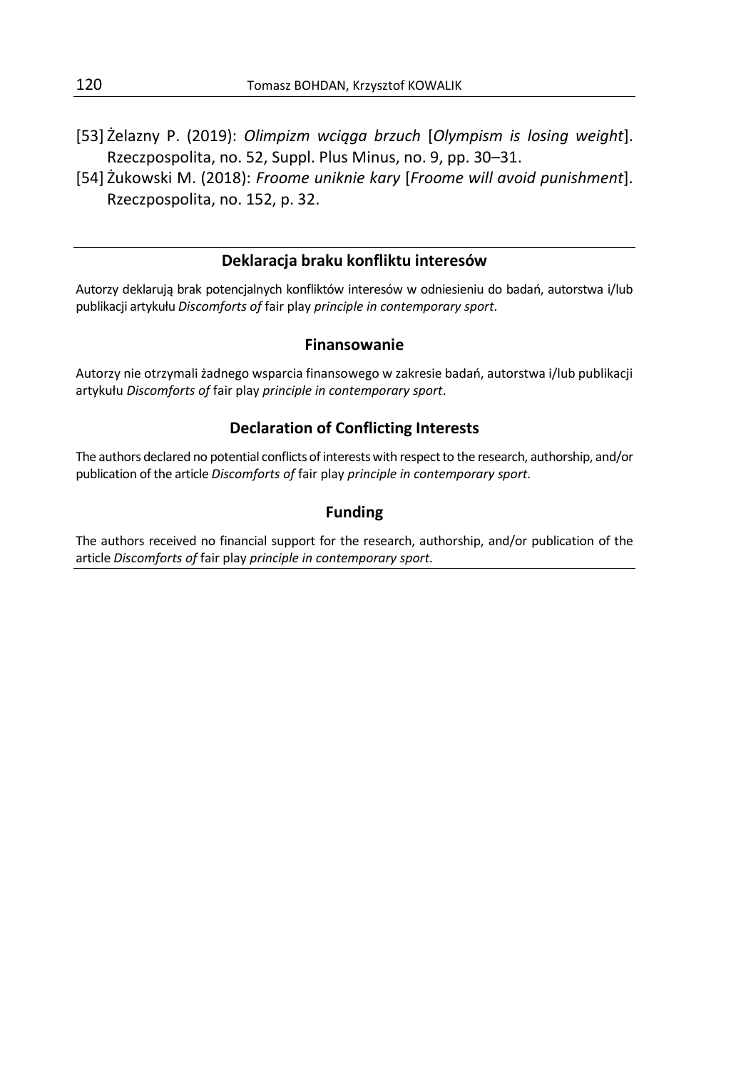[53] Żelazny P. (2019): *Olimpizm wciąga brzuch* [*Olympism is losing weight*]. Rzeczpospolita, no. 52, Suppl. Plus Minus, no. 9, pp. 30–31.

[54] Żukowski M. (2018): *Froome uniknie kary* [*Froome will avoid punishment*]. Rzeczpospolita, no. 152, p. 32.

## Deklaracja braku konfliktu interesów

Autorzy deklarują brak potencjalnych konfliktów interesów w odniesieniu do badań, autorstwa i/lub publikacji artykułu *Discomforts of* fair play *principle in contemporary sport.*

## Finansowanie

Autorzy nie otrzymali żadnego wsparcia finansowego w zakresie badań, autorstwa i/lub publikacji artykułu *Discomforts of* fair play *principle in contemporary sport*.

## Declaration of Conflicting Interests

The authors declared no potential conflicts of interests with respect to the research, authorship, and/or publication of the article *Discomforts of* fair play *principle in contemporary sport.*

## Funding

The authors received no financial support for the research, authorship, and/or publication of the article *Discomforts of* fair play *principle in contemporary sport.*